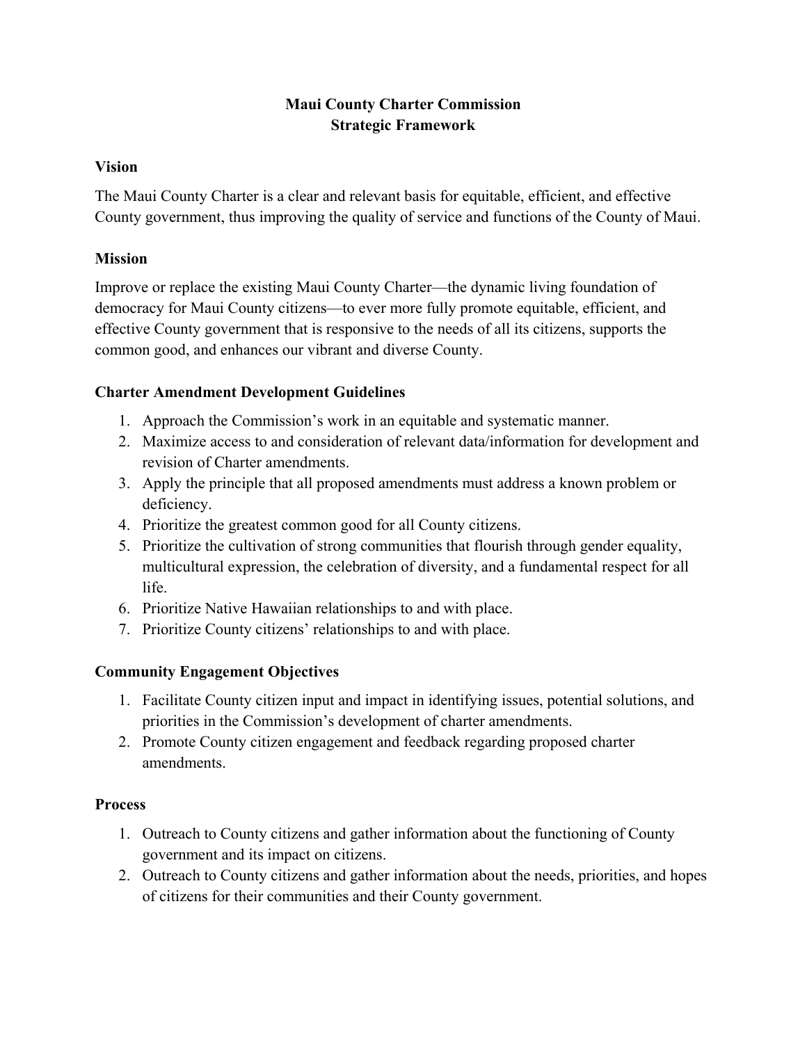# Maui County Charter Commission
# Strategic Framework

## Vision

The Maui County Charter is a clear and relevant basis for equitable, efficient, and effective County government, thus improving the quality of service and functions of the County of Maui.

## Mission

Improve or replace the existing Maui County Charter—the dynamic living foundation of democracy for Maui County citizens—to ever more fully promote equitable, efficient, and effective County government that is responsive to the needs of all its citizens, supports the common good, and enhances our vibrant and diverse County.

## Charter Amendment Development Guidelines

1. Approach the Commission's work in an equitable and systematic manner.
2. Maximize access to and consideration of relevant data/information for development and revision of Charter amendments.
3. Apply the principle that all proposed amendments must address a known problem or deficiency.
4. Prioritize the greatest common good for all County citizens.
5. Prioritize the cultivation of strong communities that flourish through gender equality, multicultural expression, the celebration of diversity, and a fundamental respect for all life.
6. Prioritize Native Hawaiian relationships to and with place.
7. Prioritize County citizens' relationships to and with place.

## Community Engagement Objectives

1. Facilitate County citizen input and impact in identifying issues, potential solutions, and priorities in the Commission's development of charter amendments.
2. Promote County citizen engagement and feedback regarding proposed charter amendments.

## Process

1. Outreach to County citizens and gather information about the functioning of County government and its impact on citizens.
2. Outreach to County citizens and gather information about the needs, priorities, and hopes of citizens for their communities and their County government.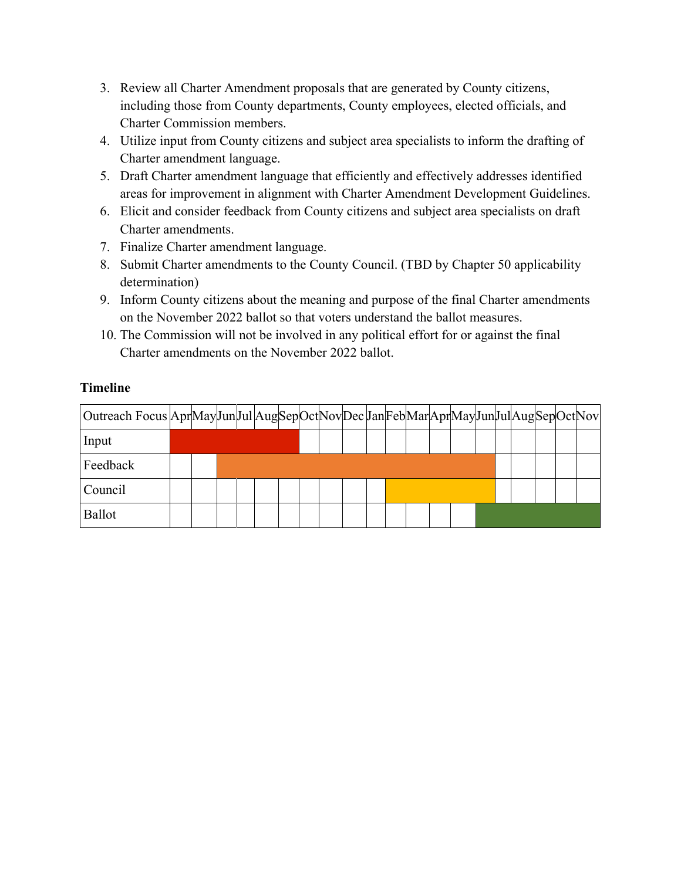3. Review all Charter Amendment proposals that are generated by County citizens, including those from County departments, County employees, elected officials, and Charter Commission members.
4. Utilize input from County citizens and subject area specialists to inform the drafting of Charter amendment language.
5. Draft Charter amendment language that efficiently and effectively addresses identified areas for improvement in alignment with Charter Amendment Development Guidelines.
6. Elicit and consider feedback from County citizens and subject area specialists on draft Charter amendments.
7. Finalize Charter amendment language.
8. Submit Charter amendments to the County Council. (TBD by Chapter 50 applicability determination)
9. Inform County citizens about the meaning and purpose of the final Charter amendments on the November 2022 ballot so that voters understand the ballot measures.
10. The Commission will not be involved in any political effort for or against the final Charter amendments on the November 2022 ballot.

**Timeline**

| Outreach Focus | Apr | May | Jun | Jul | Aug | Sep | Oct | Nov | Dec | Jan | Feb | Mar | Apr | May | Jun | Jul | Aug | Sep | Oct | Nov |
|---|---|---|---|---|---|---|---|---|---|---|---|---|---|---|---|---|---|---|---|---|
| Input | | | | | | | | | | | | | | | | | | | | |
| Feedback | | | | | | | | | | | | | | | | | | | | |
| Council | | | | | | | | | | | | | | | | | | | | |
| Ballot | | | | | | | | | | | | | | | | | | | | |